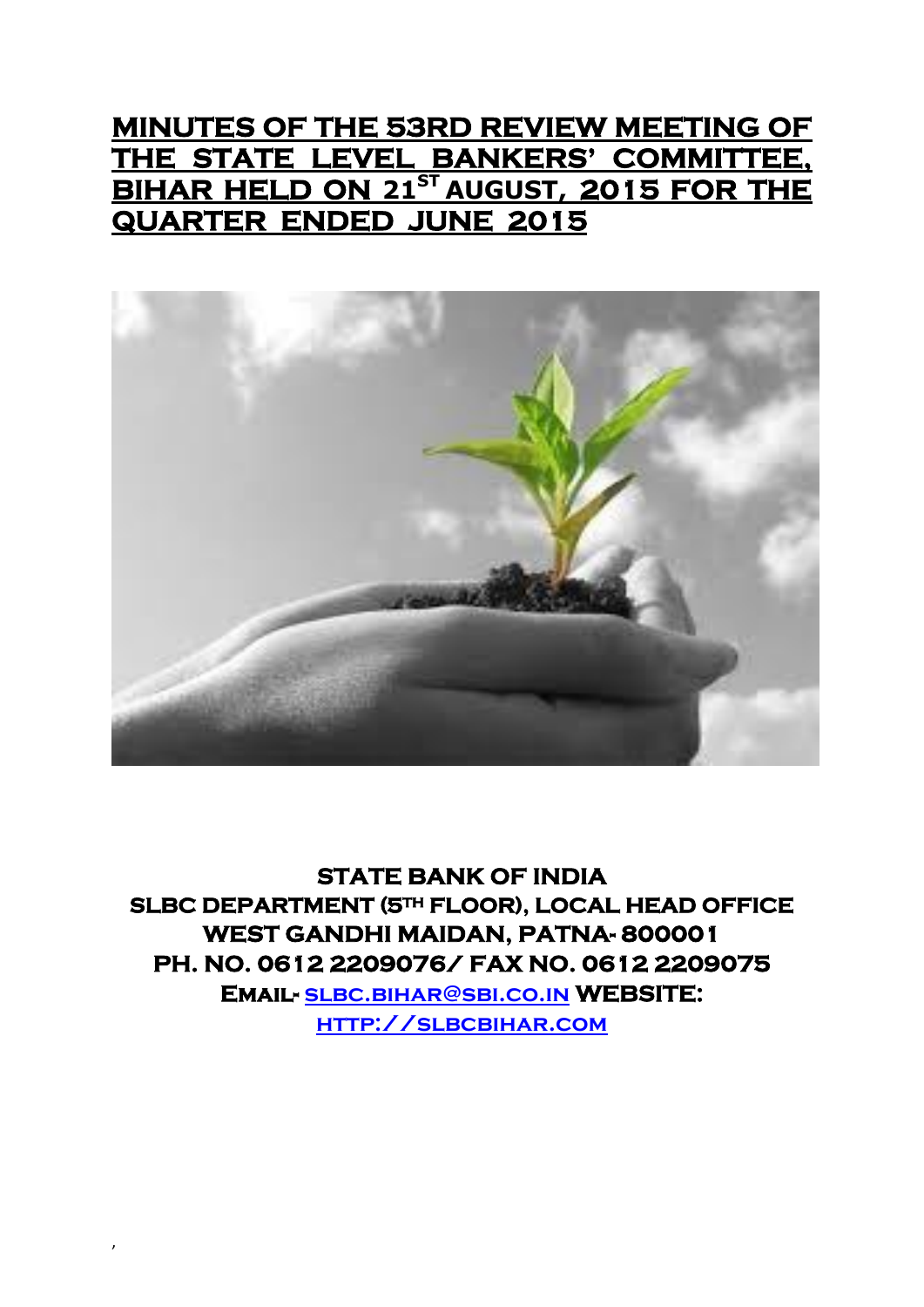# MINUTES OF THE 53RD REVIEW MEETING OF THE STATE LEVEL BANKERS' COMMITTEE, BIHAR HELD ON 21ST AUGUST, 2015 FOR THE QUARTER ENDED JUNE 2015

**STATE BANK OF INDIA**
**SLBC DEPARTMENT (5TH FLOOR), LOCAL HEAD OFFICE**
**WEST GANDHI MAIDAN, PATNA- 800001**
**PH. NO. 0612 2209076/ FAX NO. 0612 2209075**
**Email- slbc.bihar@sbi.co.in WEBSITE: http://slbcbihar.com**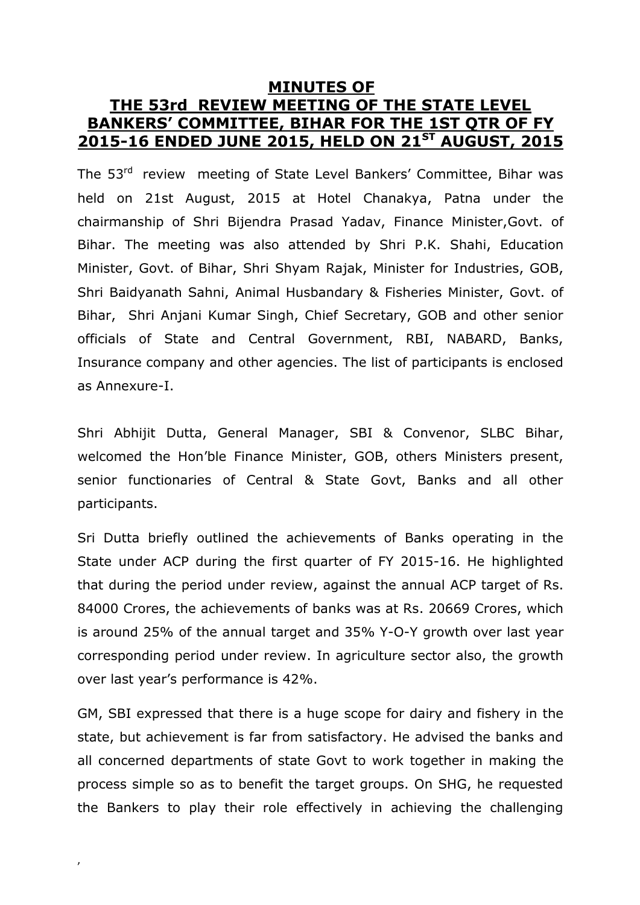# MINUTES OF THE 53rd REVIEW MEETING OF THE STATE LEVEL BANKERS' COMMITTEE, BIHAR FOR THE 1ST QTR OF FY 2015-16 ENDED JUNE 2015, HELD ON 21ST AUGUST, 2015

The 53rd review meeting of State Level Bankers' Committee, Bihar was held on 21st August, 2015 at Hotel Chanakya, Patna under the chairmanship of Shri Bijendra Prasad Yadav, Finance Minister,Govt. of Bihar. The meeting was also attended by Shri P.K. Shahi, Education Minister, Govt. of Bihar, Shri Shyam Rajak, Minister for Industries, GOB, Shri Baidyanath Sahni, Animal Husbandary & Fisheries Minister, Govt. of Bihar, Shri Anjani Kumar Singh, Chief Secretary, GOB and other senior officials of State and Central Government, RBI, NABARD, Banks, Insurance company and other agencies. The list of participants is enclosed as Annexure-I.

Shri Abhijit Dutta, General Manager, SBI & Convenor, SLBC Bihar, welcomed the Hon'ble Finance Minister, GOB, others Ministers present, senior functionaries of Central & State Govt, Banks and all other participants.

Sri Dutta briefly outlined the achievements of Banks operating in the State under ACP during the first quarter of FY 2015-16. He highlighted that during the period under review, against the annual ACP target of Rs. 84000 Crores, the achievements of banks was at Rs. 20669 Crores, which is around 25% of the annual target and 35% Y-O-Y growth over last year corresponding period under review. In agriculture sector also, the growth over last year's performance is 42%.

GM, SBI expressed that there is a huge scope for dairy and fishery in the state, but achievement is far from satisfactory. He advised the banks and all concerned departments of state Govt to work together in making the process simple so as to benefit the target groups. On SHG, he requested the Bankers to play their role effectively in achieving the challenging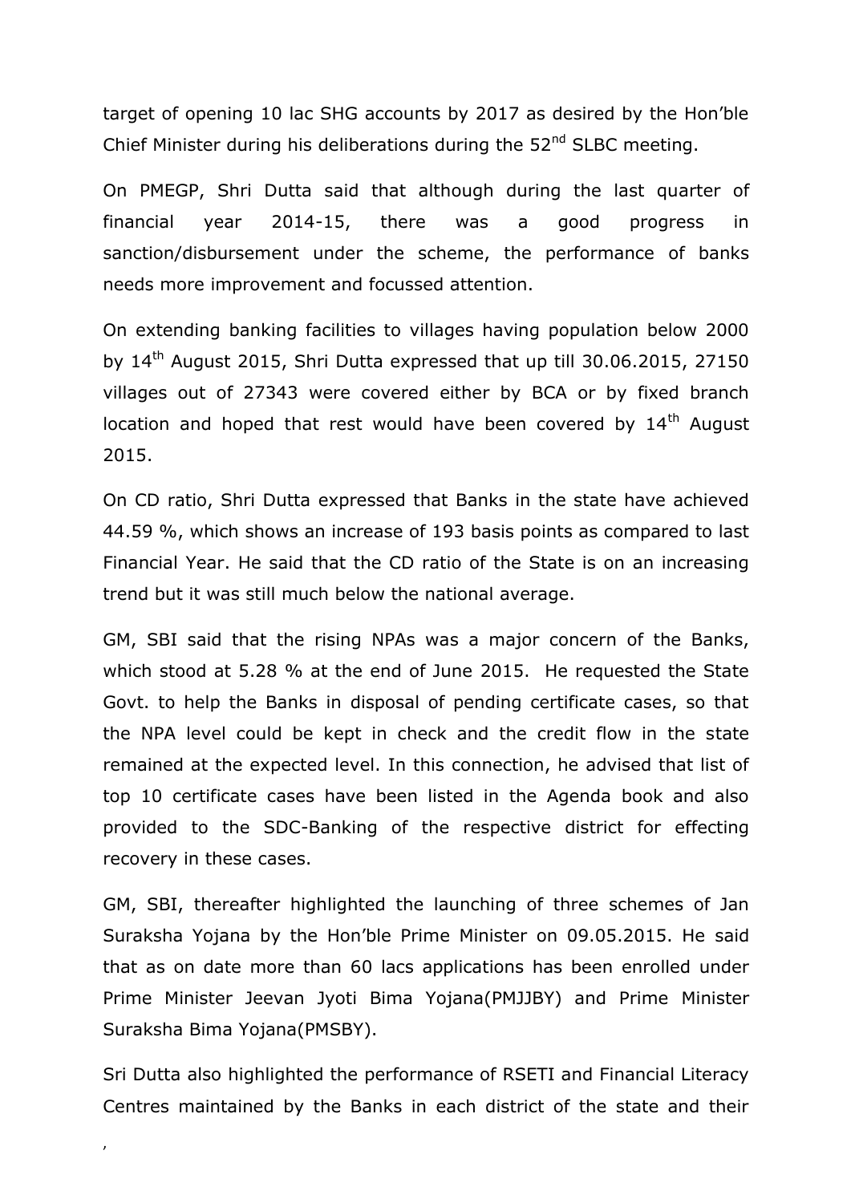target of opening 10 lac SHG accounts by 2017 as desired by the Hon'ble Chief Minister during his deliberations during the 52nd SLBC meeting.

On PMEGP, Shri Dutta said that although during the last quarter of financial year 2014-15, there was a good progress in sanction/disbursement under the scheme, the performance of banks needs more improvement and focussed attention.

On extending banking facilities to villages having population below 2000 by 14th August 2015, Shri Dutta expressed that up till 30.06.2015, 27150 villages out of 27343 were covered either by BCA or by fixed branch location and hoped that rest would have been covered by 14th August 2015.

On CD ratio, Shri Dutta expressed that Banks in the state have achieved 44.59 %, which shows an increase of 193 basis points as compared to last Financial Year. He said that the CD ratio of the State is on an increasing trend but it was still much below the national average.

GM, SBI said that the rising NPAs was a major concern of the Banks, which stood at 5.28 % at the end of June 2015. He requested the State Govt. to help the Banks in disposal of pending certificate cases, so that the NPA level could be kept in check and the credit flow in the state remained at the expected level. In this connection, he advised that list of top 10 certificate cases have been listed in the Agenda book and also provided to the SDC-Banking of the respective district for effecting recovery in these cases.

GM, SBI, thereafter highlighted the launching of three schemes of Jan Suraksha Yojana by the Hon'ble Prime Minister on 09.05.2015. He said that as on date more than 60 lacs applications has been enrolled under Prime Minister Jeevan Jyoti Bima Yojana(PMJJBY) and Prime Minister Suraksha Bima Yojana(PMSBY).

Sri Dutta also highlighted the performance of RSETI and Financial Literacy Centres maintained by the Banks in each district of the state and their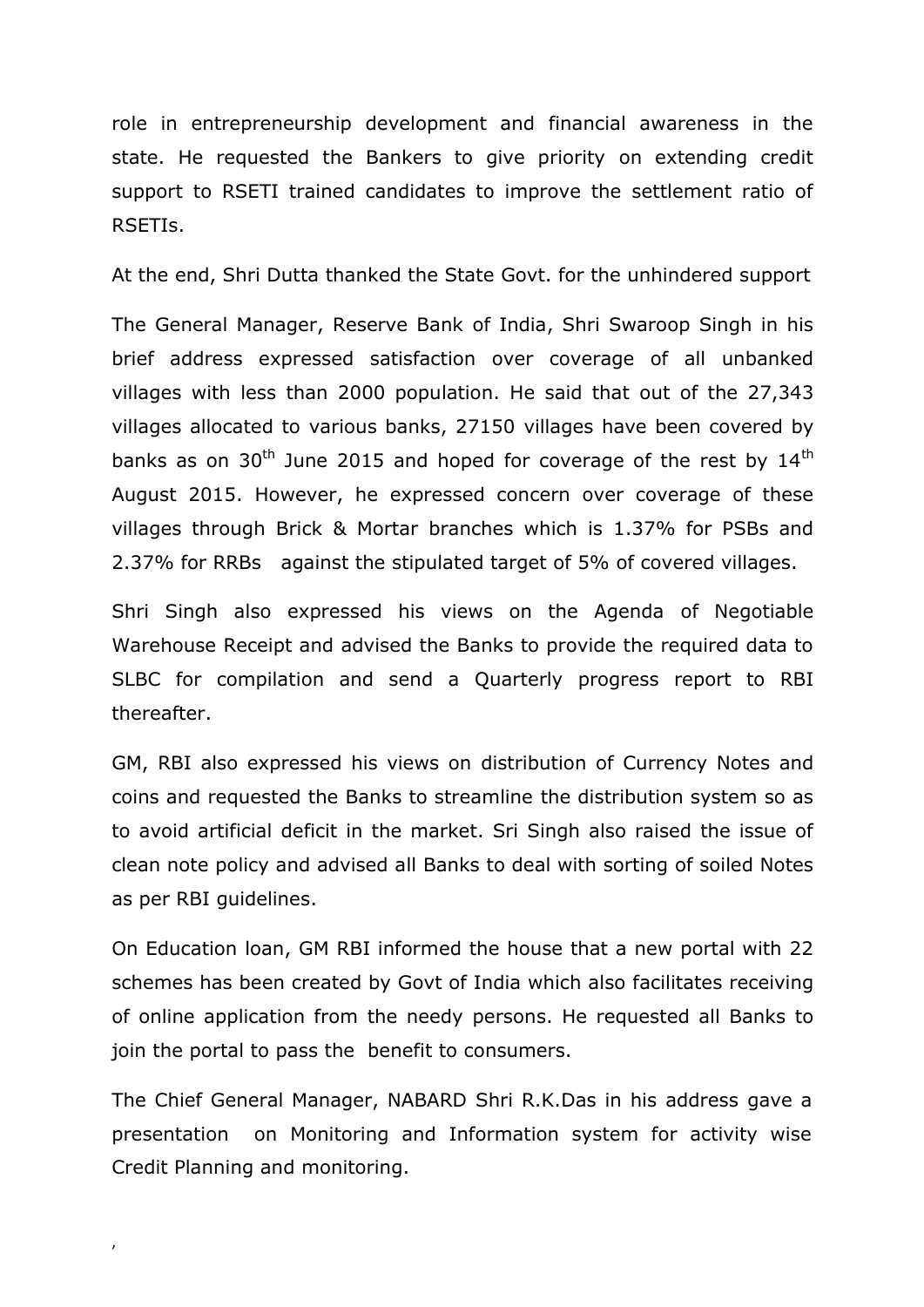role in entrepreneurship development and financial awareness in the state. He requested the Bankers to give priority on extending credit support to RSETI trained candidates to improve the settlement ratio of RSETIs.

At the end, Shri Dutta thanked the State Govt. for the unhindered support

The General Manager, Reserve Bank of India, Shri Swaroop Singh in his brief address expressed satisfaction over coverage of all unbanked villages with less than 2000 population. He said that out of the 27,343 villages allocated to various banks, 27150 villages have been covered by banks as on 30th June 2015 and hoped for coverage of the rest by 14th August 2015. However, he expressed concern over coverage of these villages through Brick & Mortar branches which is 1.37% for PSBs and 2.37% for RRBs against the stipulated target of 5% of covered villages.

Shri Singh also expressed his views on the Agenda of Negotiable Warehouse Receipt and advised the Banks to provide the required data to SLBC for compilation and send a Quarterly progress report to RBI thereafter.

GM, RBI also expressed his views on distribution of Currency Notes and coins and requested the Banks to streamline the distribution system so as to avoid artificial deficit in the market. Sri Singh also raised the issue of clean note policy and advised all Banks to deal with sorting of soiled Notes as per RBI guidelines.

On Education loan, GM RBI informed the house that a new portal with 22 schemes has been created by Govt of India which also facilitates receiving of online application from the needy persons. He requested all Banks to join the portal to pass the benefit to consumers.

The Chief General Manager, NABARD Shri R.K.Das in his address gave a presentation on Monitoring and Information system for activity wise Credit Planning and monitoring.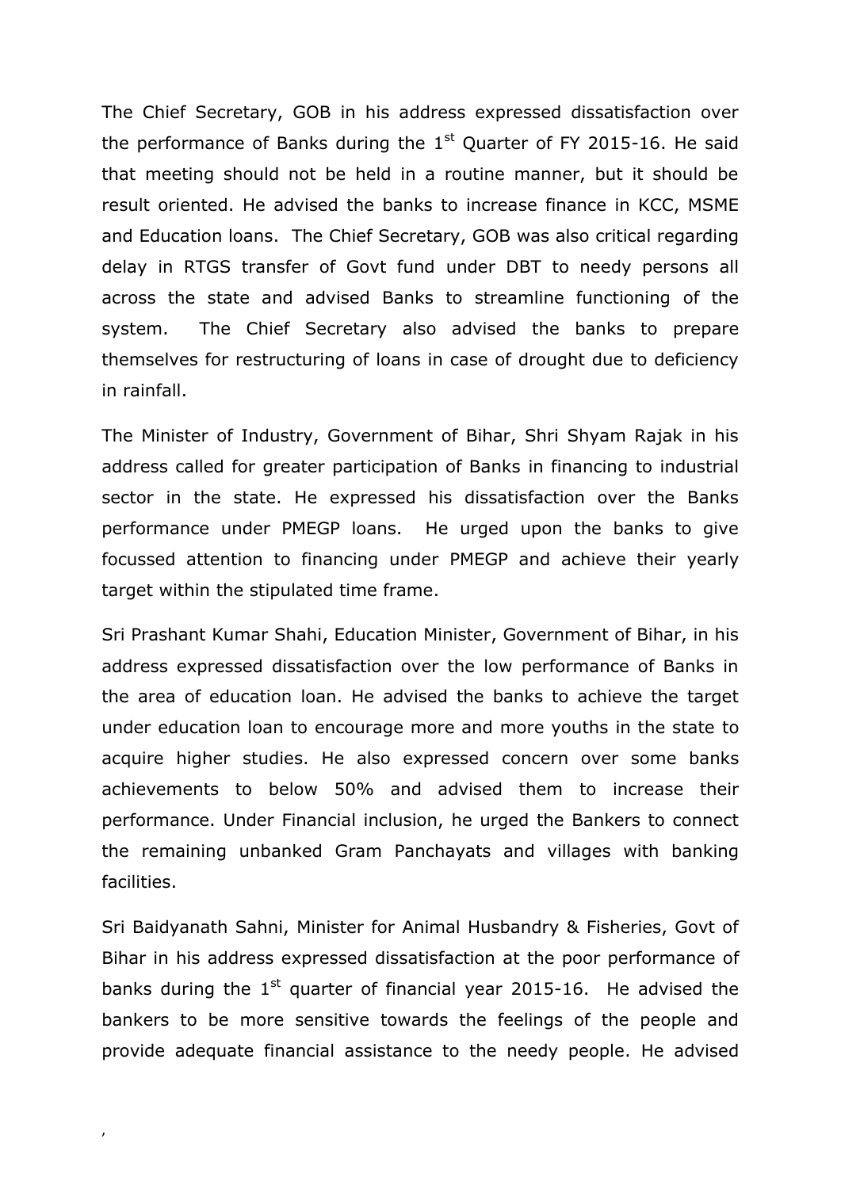The Chief Secretary, GOB in his address expressed dissatisfaction over the performance of Banks during the 1st Quarter of FY 2015-16. He said that meeting should not be held in a routine manner, but it should be result oriented. He advised the banks to increase finance in KCC, MSME and Education loans. The Chief Secretary, GOB was also critical regarding delay in RTGS transfer of Govt fund under DBT to needy persons all across the state and advised Banks to streamline functioning of the system. The Chief Secretary also advised the banks to prepare themselves for restructuring of loans in case of drought due to deficiency in rainfall.

The Minister of Industry, Government of Bihar, Shri Shyam Rajak in his address called for greater participation of Banks in financing to industrial sector in the state. He expressed his dissatisfaction over the Banks performance under PMEGP loans. He urged upon the banks to give focussed attention to financing under PMEGP and achieve their yearly target within the stipulated time frame.

Sri Prashant Kumar Shahi, Education Minister, Government of Bihar, in his address expressed dissatisfaction over the low performance of Banks in the area of education loan. He advised the banks to achieve the target under education loan to encourage more and more youths in the state to acquire higher studies. He also expressed concern over some banks achievements to below 50% and advised them to increase their performance. Under Financial inclusion, he urged the Bankers to connect the remaining unbanked Gram Panchayats and villages with banking facilities.

Sri Baidyanath Sahni, Minister for Animal Husbandry & Fisheries, Govt of Bihar in his address expressed dissatisfaction at the poor performance of banks during the 1st quarter of financial year 2015-16. He advised the bankers to be more sensitive towards the feelings of the people and provide adequate financial assistance to the needy people. He advised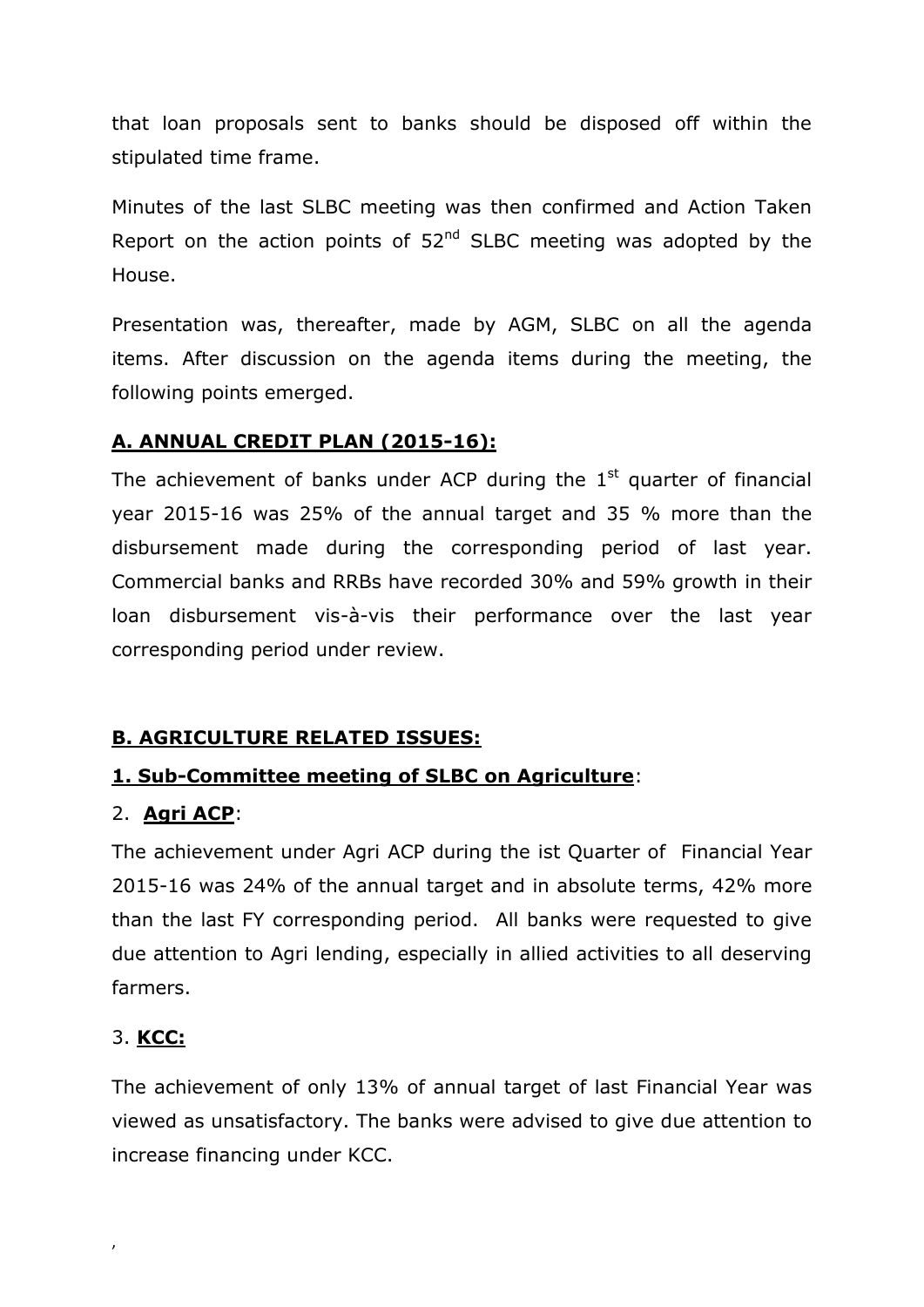that loan proposals sent to banks should be disposed off within the stipulated time frame.

Minutes of the last SLBC meeting was then confirmed and Action Taken Report on the action points of 52nd SLBC meeting was adopted by the House.

Presentation was, thereafter, made by AGM, SLBC on all the agenda items. After discussion on the agenda items during the meeting, the following points emerged.

**A. ANNUAL CREDIT PLAN (2015-16):**

The achievement of banks under ACP during the 1st quarter of financial year 2015-16 was 25% of the annual target and 35 % more than the disbursement made during the corresponding period of last year. Commercial banks and RRBs have recorded 30% and 59% growth in their loan disbursement vis-à-vis their performance over the last year corresponding period under review.

**B. AGRICULTURE RELATED ISSUES:**

**1. Sub-Committee meeting of SLBC on Agriculture**:

2. **Agri ACP**:

The achievement under Agri ACP during the ist Quarter of Financial Year 2015-16 was 24% of the annual target and in absolute terms, 42% more than the last FY corresponding period. All banks were requested to give due attention to Agri lending, especially in allied activities to all deserving farmers.

3. **KCC:**

The achievement of only 13% of annual target of last Financial Year was viewed as unsatisfactory. The banks were advised to give due attention to increase financing under KCC.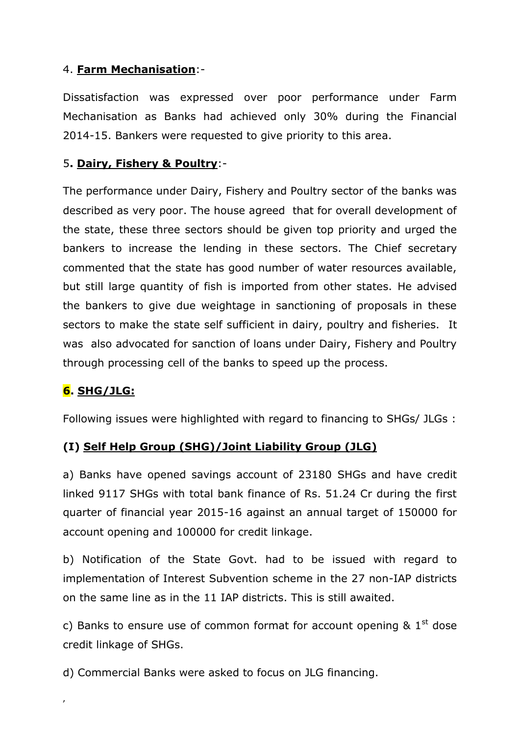4. **Farm Mechanisation**:-

Dissatisfaction was expressed over poor performance under Farm Mechanisation as Banks had achieved only 30% during the Financial 2014-15. Bankers were requested to give priority to this area.

5**. Dairy, Fishery & Poultry**:-

The performance under Dairy, Fishery and Poultry sector of the banks was described as very poor. The house agreed that for overall development of the state, these three sectors should be given top priority and urged the bankers to increase the lending in these sectors. The Chief secretary commented that the state has good number of water resources available, but still large quantity of fish is imported from other states. He advised the bankers to give due weightage in sanctioning of proposals in these sectors to make the state self sufficient in dairy, poultry and fisheries. It was also advocated for sanction of loans under Dairy, Fishery and Poultry through processing cell of the banks to speed up the process.

**6. SHG/JLG:**

Following issues were highlighted with regard to financing to SHGs/ JLGs :

**(I) Self Help Group (SHG)/Joint Liability Group (JLG)**

a) Banks have opened savings account of 23180 SHGs and have credit linked 9117 SHGs with total bank finance of Rs. 51.24 Cr during the first quarter of financial year 2015-16 against an annual target of 150000 for account opening and 100000 for credit linkage.

b) Notification of the State Govt. had to be issued with regard to implementation of Interest Subvention scheme in the 27 non-IAP districts on the same line as in the 11 IAP districts. This is still awaited.

c) Banks to ensure use of common format for account opening & 1st dose credit linkage of SHGs.

d) Commercial Banks were asked to focus on JLG financing.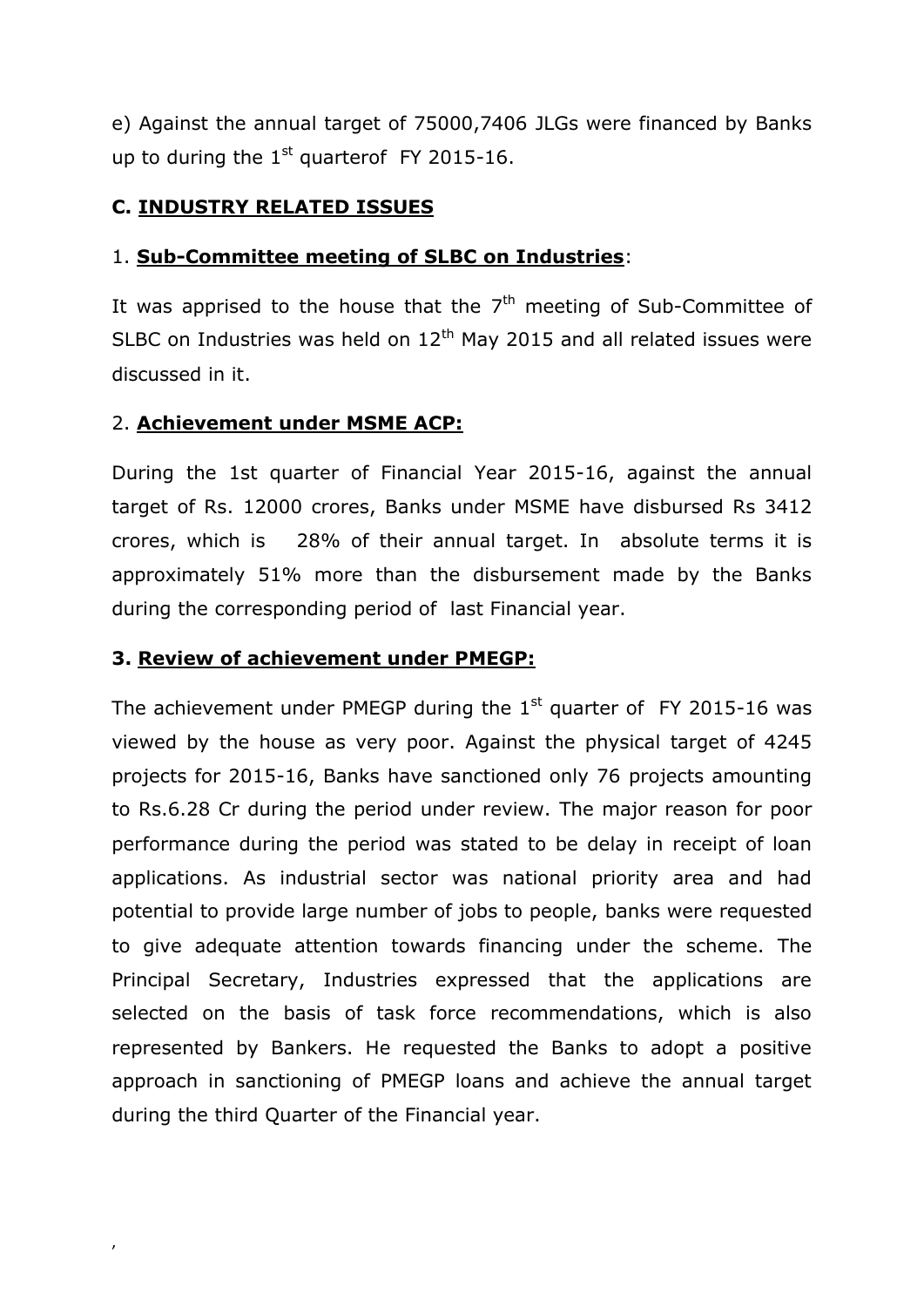e) Against the annual target of 75000,7406 JLGs were financed by Banks up to during the 1st quarterof FY 2015-16.

## C. INDUSTRY RELATED ISSUES

### 1. Sub-Committee meeting of SLBC on Industries:

It was apprised to the house that the 7th meeting of Sub-Committee of SLBC on Industries was held on 12th May 2015 and all related issues were discussed in it.

### 2. Achievement under MSME ACP:

During the 1st quarter of Financial Year 2015-16, against the annual target of Rs. 12000 crores, Banks under MSME have disbursed Rs 3412 crores, which is 28% of their annual target. In absolute terms it is approximately 51% more than the disbursement made by the Banks during the corresponding period of last Financial year.

### 3. Review of achievement under PMEGP:

The achievement under PMEGP during the 1st quarter of FY 2015-16 was viewed by the house as very poor. Against the physical target of 4245 projects for 2015-16, Banks have sanctioned only 76 projects amounting to Rs.6.28 Cr during the period under review. The major reason for poor performance during the period was stated to be delay in receipt of loan applications. As industrial sector was national priority area and had potential to provide large number of jobs to people, banks were requested to give adequate attention towards financing under the scheme. The Principal Secretary, Industries expressed that the applications are selected on the basis of task force recommendations, which is also represented by Bankers. He requested the Banks to adopt a positive approach in sanctioning of PMEGP loans and achieve the annual target during the third Quarter of the Financial year.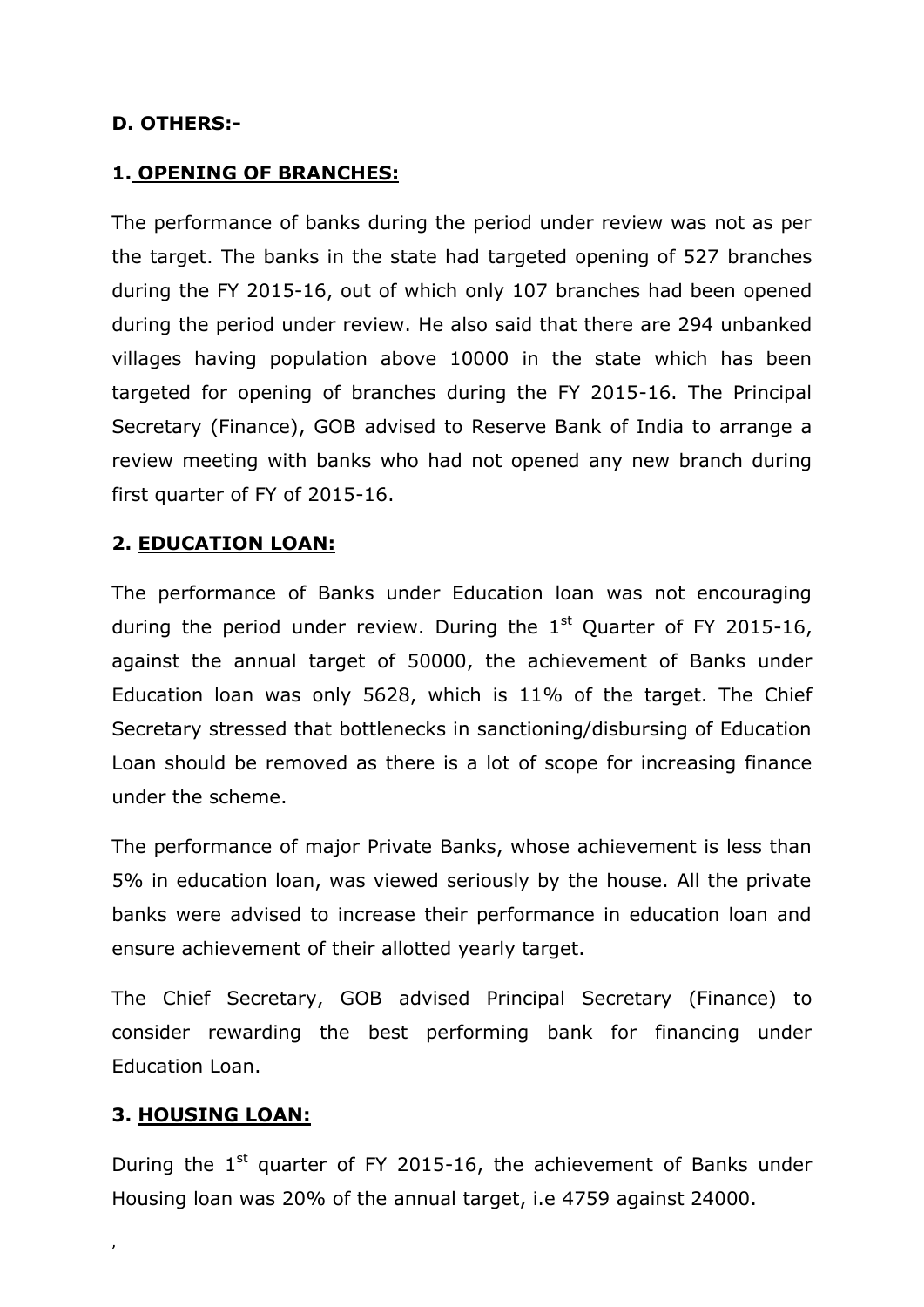**D. OTHERS:-**

**1. OPENING OF BRANCHES:**

The performance of banks during the period under review was not as per the target. The banks in the state had targeted opening of 527 branches during the FY 2015-16, out of which only 107 branches had been opened during the period under review. He also said that there are 294 unbanked villages having population above 10000 in the state which has been targeted for opening of branches during the FY 2015-16. The Principal Secretary (Finance), GOB advised to Reserve Bank of India to arrange a review meeting with banks who had not opened any new branch during first quarter of FY of 2015-16.

**2. EDUCATION LOAN:**

The performance of Banks under Education loan was not encouraging during the period under review. During the 1st Quarter of FY 2015-16, against the annual target of 50000, the achievement of Banks under Education loan was only 5628, which is 11% of the target. The Chief Secretary stressed that bottlenecks in sanctioning/disbursing of Education Loan should be removed as there is a lot of scope for increasing finance under the scheme.

The performance of major Private Banks, whose achievement is less than 5% in education loan, was viewed seriously by the house. All the private banks were advised to increase their performance in education loan and ensure achievement of their allotted yearly target.

The Chief Secretary, GOB advised Principal Secretary (Finance) to consider rewarding the best performing bank for financing under Education Loan.

**3. HOUSING LOAN:**

During the 1st quarter of FY 2015-16, the achievement of Banks under Housing loan was 20% of the annual target, i.e 4759 against 24000.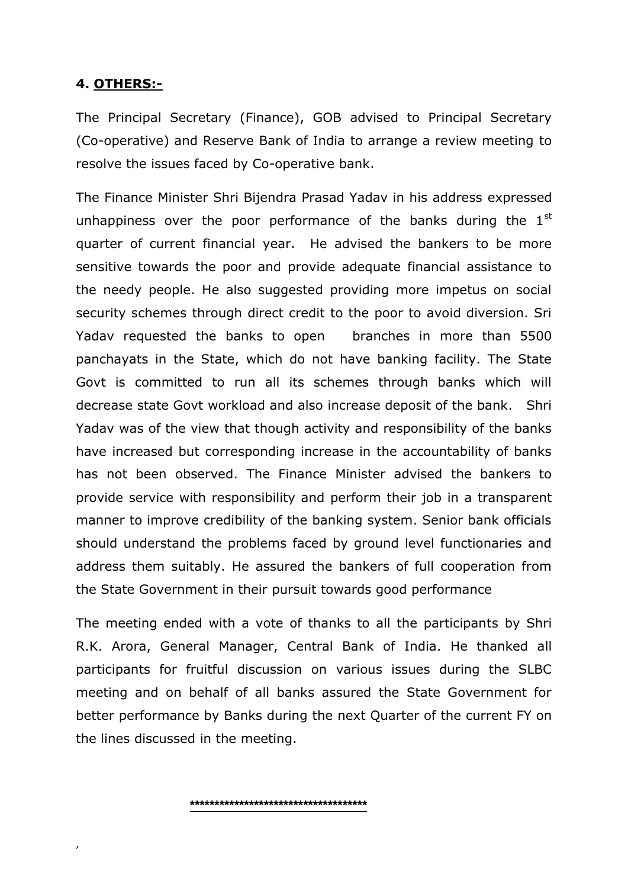## 4. OTHERS:-

The Principal Secretary (Finance), GOB advised to Principal Secretary (Co-operative) and Reserve Bank of India to arrange a review meeting to resolve the issues faced by Co-operative bank.

The Finance Minister Shri Bijendra Prasad Yadav in his address expressed unhappiness over the poor performance of the banks during the 1st quarter of current financial year. He advised the bankers to be more sensitive towards the poor and provide adequate financial assistance to the needy people. He also suggested providing more impetus on social security schemes through direct credit to the poor to avoid diversion. Sri Yadav requested the banks to open branches in more than 5500 panchayats in the State, which do not have banking facility. The State Govt is committed to run all its schemes through banks which will decrease state Govt workload and also increase deposit of the bank. Shri Yadav was of the view that though activity and responsibility of the banks have increased but corresponding increase in the accountability of banks has not been observed. The Finance Minister advised the bankers to provide service with responsibility and perform their job in a transparent manner to improve credibility of the banking system. Senior bank officials should understand the problems faced by ground level functionaries and address them suitably. He assured the bankers of full cooperation from the State Government in their pursuit towards good performance

The meeting ended with a vote of thanks to all the participants by Shri R.K. Arora, General Manager, Central Bank of India. He thanked all participants for fruitful discussion on various issues during the SLBC meeting and on behalf of all banks assured the State Government for better performance by Banks during the next Quarter of the current FY on the lines discussed in the meeting.

************************************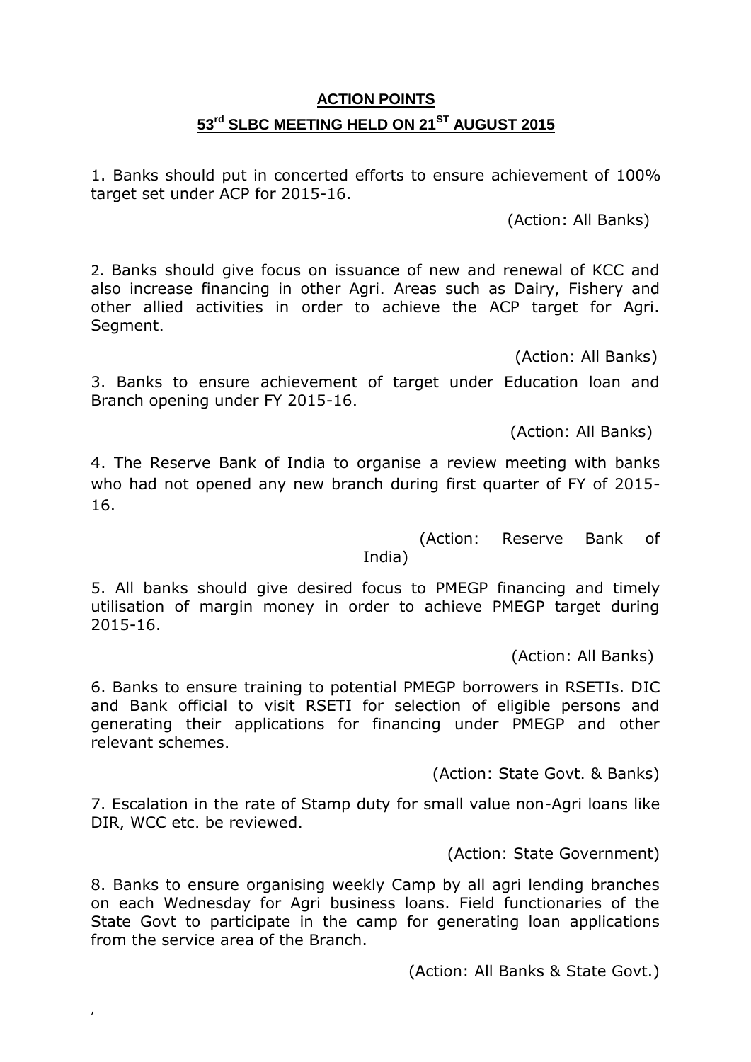## ACTION POINTS

## 53rd SLBC MEETING HELD ON 21ST AUGUST 2015

1. Banks should put in concerted efforts to ensure achievement of 100% target set under ACP for 2015-16.

(Action: All Banks)

2. Banks should give focus on issuance of new and renewal of KCC and also increase financing in other Agri. Areas such as Dairy, Fishery and other allied activities in order to achieve the ACP target for Agri. Segment.

(Action: All Banks)

3. Banks to ensure achievement of target under Education loan and Branch opening under FY 2015-16.

(Action: All Banks)

4. The Reserve Bank of India to organise a review meeting with banks who had not opened any new branch during first quarter of FY of 2015-16.

(Action: Reserve Bank of India)

5. All banks should give desired focus to PMEGP financing and timely utilisation of margin money in order to achieve PMEGP target during 2015-16.

(Action: All Banks)

6. Banks to ensure training to potential PMEGP borrowers in RSETIs. DIC and Bank official to visit RSETI for selection of eligible persons and generating their applications for financing under PMEGP and other relevant schemes.

(Action: State Govt. & Banks)

7. Escalation in the rate of Stamp duty for small value non-Agri loans like DIR, WCC etc. be reviewed.

(Action: State Government)

8. Banks to ensure organising weekly Camp by all agri lending branches on each Wednesday for Agri business loans. Field functionaries of the State Govt to participate in the camp for generating loan applications from the service area of the Branch.

(Action: All Banks & State Govt.)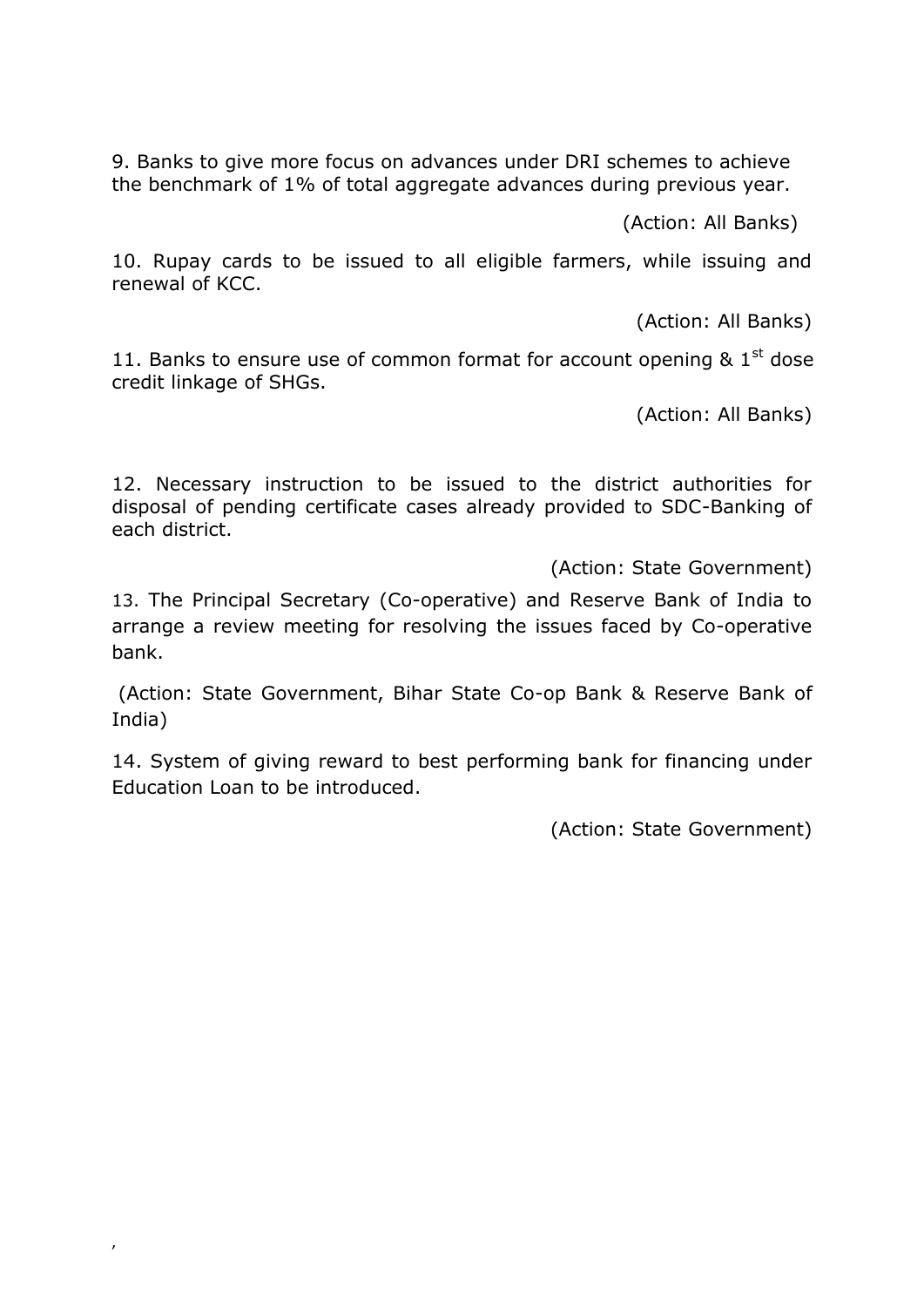9. Banks to give more focus on advances under DRI schemes to achieve the benchmark of 1% of total aggregate advances during previous year.

(Action: All Banks)

10. Rupay cards to be issued to all eligible farmers, while issuing and renewal of KCC.

(Action: All Banks)

11. Banks to ensure use of common format for account opening & 1st dose credit linkage of SHGs.

(Action: All Banks)

12. Necessary instruction to be issued to the district authorities for disposal of pending certificate cases already provided to SDC-Banking of each district.

(Action: State Government)

13. The Principal Secretary (Co-operative) and Reserve Bank of India to arrange a review meeting for resolving the issues faced by Co-operative bank.

(Action: State Government, Bihar State Co-op Bank & Reserve Bank of India)

14. System of giving reward to best performing bank for financing under Education Loan to be introduced.

(Action: State Government)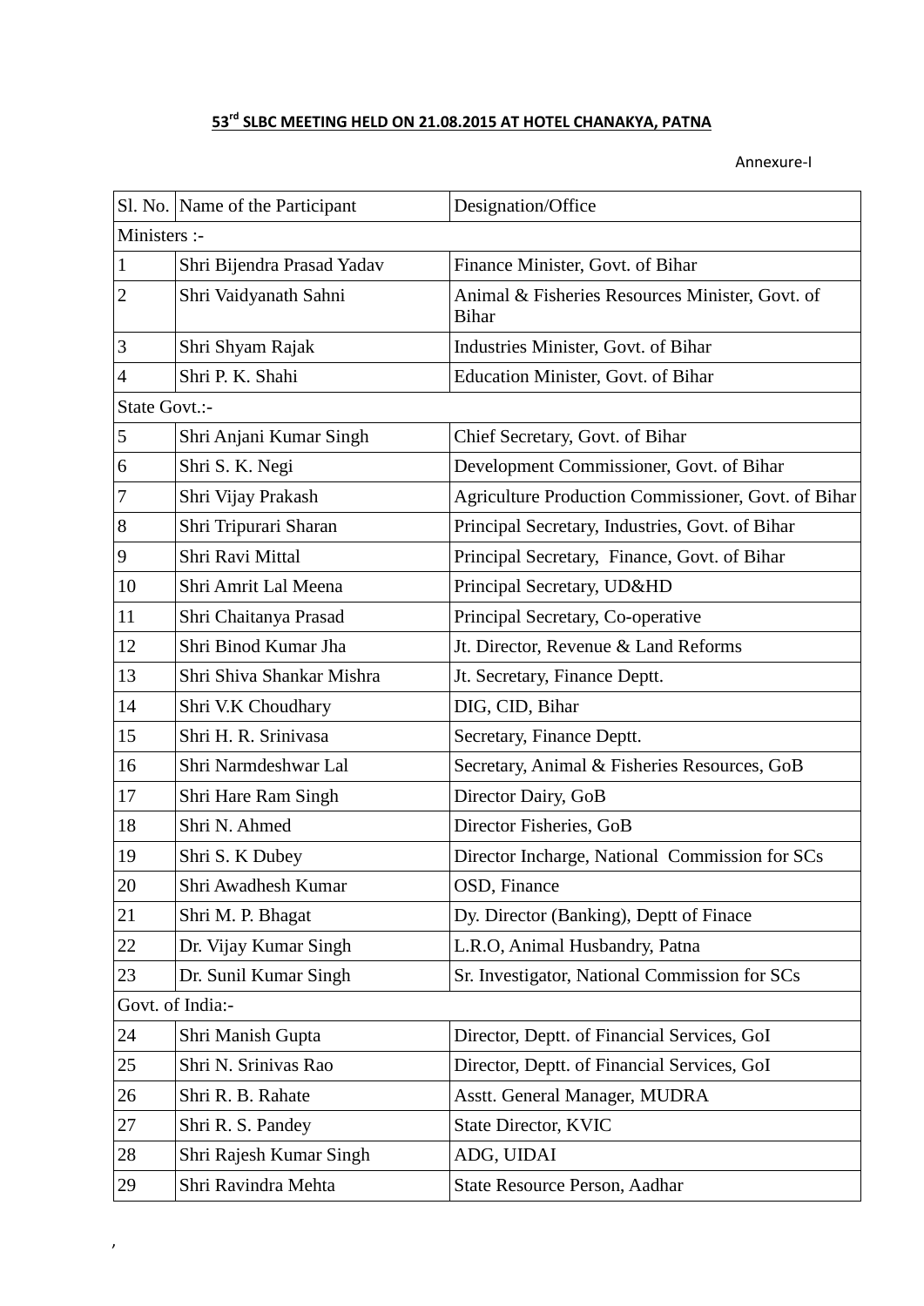**53rd SLBC MEETING HELD ON 21.08.2015 AT HOTEL CHANAKYA, PATNA**

Annexure-I

| Sl. No. | Name of the Participant | Designation/Office |
|---|---|---|
| Ministers :- | | |
| 1 | Shri Bijendra Prasad Yadav | Finance Minister, Govt. of Bihar |
| 2 | Shri Vaidyanath Sahni | Animal & Fisheries Resources Minister, Govt. of Bihar |
| 3 | Shri Shyam Rajak | Industries Minister, Govt. of Bihar |
| 4 | Shri P. K. Shahi | Education Minister, Govt. of Bihar |
| State Govt.:- | | |
| 5 | Shri Anjani Kumar Singh | Chief Secretary, Govt. of Bihar |
| 6 | Shri S. K. Negi | Development Commissioner, Govt. of Bihar |
| 7 | Shri Vijay Prakash | Agriculture Production Commissioner, Govt. of Bihar |
| 8 | Shri Tripurari Sharan | Principal Secretary, Industries, Govt. of Bihar |
| 9 | Shri Ravi Mittal | Principal Secretary, Finance, Govt. of Bihar |
| 10 | Shri Amrit Lal Meena | Principal Secretary, UD&HD |
| 11 | Shri Chaitanya Prasad | Principal Secretary, Co-operative |
| 12 | Shri Binod Kumar Jha | Jt. Director, Revenue & Land Reforms |
| 13 | Shri Shiva Shankar Mishra | Jt. Secretary, Finance Deptt. |
| 14 | Shri V.K Choudhary | DIG, CID, Bihar |
| 15 | Shri H. R. Srinivasa | Secretary, Finance Deptt. |
| 16 | Shri Narmdeshwar Lal | Secretary, Animal & Fisheries Resources, GoB |
| 17 | Shri Hare Ram Singh | Director Dairy, GoB |
| 18 | Shri N. Ahmed | Director Fisheries, GoB |
| 19 | Shri S. K Dubey | Director Incharge, National Commission for SCs |
| 20 | Shri Awadhesh Kumar | OSD, Finance |
| 21 | Shri M. P. Bhagat | Dy. Director (Banking), Deptt of Finace |
| 22 | Dr. Vijay Kumar Singh | L.R.O, Animal Husbandry, Patna |
| 23 | Dr. Sunil Kumar Singh | Sr. Investigator, National Commission for SCs |
| Govt. of India:- | | |
| 24 | Shri Manish Gupta | Director, Deptt. of Financial Services, GoI |
| 25 | Shri N. Srinivas Rao | Director, Deptt. of Financial Services, GoI |
| 26 | Shri R. B. Rahate | Asstt. General Manager, MUDRA |
| 27 | Shri R. S. Pandey | State Director, KVIC |
| 28 | Shri Rajesh Kumar Singh | ADG, UIDAI |
| 29 | Shri Ravindra Mehta | State Resource Person, Aadhar |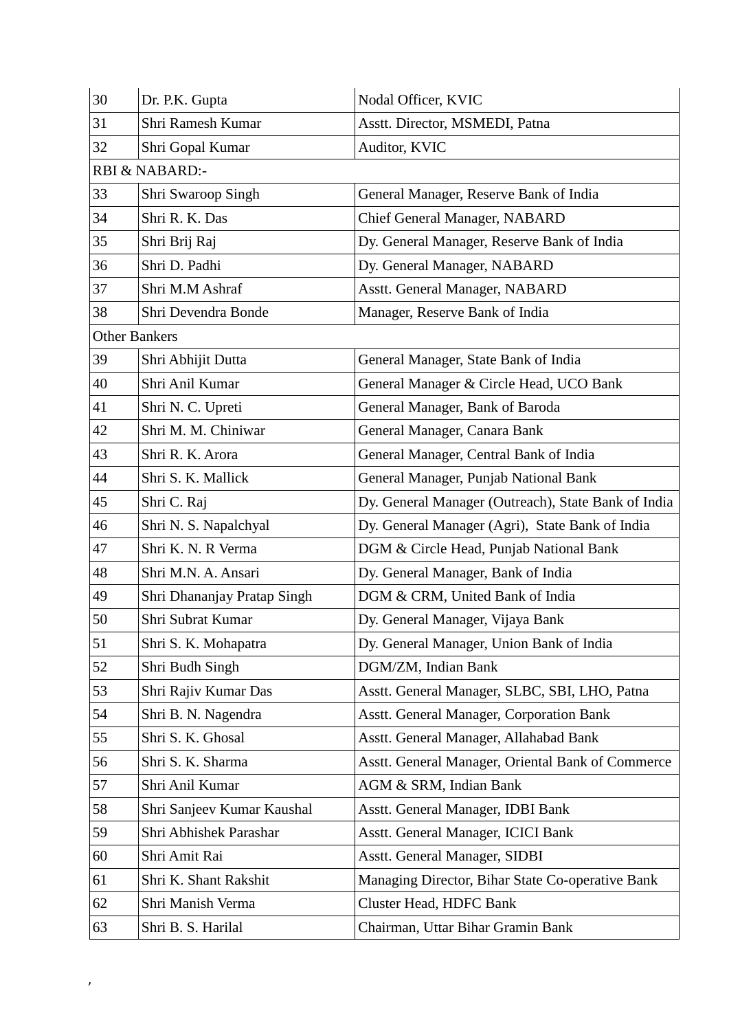| | | |
|---|---|---|
| 30 | Dr. P.K. Gupta | Nodal Officer, KVIC |
| 31 | Shri Ramesh Kumar | Asstt. Director, MSMEDI, Patna |
| 32 | Shri Gopal Kumar | Auditor, KVIC |
| RBI & NABARD:- | | |
| 33 | Shri Swaroop Singh | General Manager, Reserve Bank of India |
| 34 | Shri R. K. Das | Chief General Manager, NABARD |
| 35 | Shri Brij Raj | Dy. General Manager, Reserve Bank of India |
| 36 | Shri D. Padhi | Dy. General Manager, NABARD |
| 37 | Shri M.M Ashraf | Asstt. General Manager, NABARD |
| 38 | Shri Devendra Bonde | Manager, Reserve Bank of India |
| Other Bankers | | |
| 39 | Shri Abhijit Dutta | General Manager, State Bank of India |
| 40 | Shri Anil Kumar | General Manager & Circle Head, UCO Bank |
| 41 | Shri N. C. Upreti | General Manager, Bank of Baroda |
| 42 | Shri M. M. Chiniwar | General Manager, Canara Bank |
| 43 | Shri R. K. Arora | General Manager, Central Bank of India |
| 44 | Shri S. K. Mallick | General Manager, Punjab National Bank |
| 45 | Shri C. Raj | Dy. General Manager (Outreach), State Bank of India |
| 46 | Shri N. S. Napalchyal | Dy. General Manager (Agri), State Bank of India |
| 47 | Shri K. N. R Verma | DGM & Circle Head, Punjab National Bank |
| 48 | Shri M.N. A. Ansari | Dy. General Manager, Bank of India |
| 49 | Shri Dhananjay Pratap Singh | DGM & CRM, United Bank of India |
| 50 | Shri Subrat Kumar | Dy. General Manager, Vijaya Bank |
| 51 | Shri S. K. Mohapatra | Dy. General Manager, Union Bank of India |
| 52 | Shri Budh Singh | DGM/ZM, Indian Bank |
| 53 | Shri Rajiv Kumar Das | Asstt. General Manager, SLBC, SBI, LHO, Patna |
| 54 | Shri B. N. Nagendra | Asstt. General Manager, Corporation Bank |
| 55 | Shri S. K. Ghosal | Asstt. General Manager, Allahabad Bank |
| 56 | Shri S. K. Sharma | Asstt. General Manager, Oriental Bank of Commerce |
| 57 | Shri Anil Kumar | AGM & SRM, Indian Bank |
| 58 | Shri Sanjeev Kumar Kaushal | Asstt. General Manager, IDBI Bank |
| 59 | Shri Abhishek Parashar | Asstt. General Manager, ICICI Bank |
| 60 | Shri Amit Rai | Asstt. General Manager, SIDBI |
| 61 | Shri K. Shant Rakshit | Managing Director, Bihar State Co-operative Bank |
| 62 | Shri Manish Verma | Cluster Head, HDFC Bank |
| 63 | Shri B. S. Harilal | Chairman, Uttar Bihar Gramin Bank |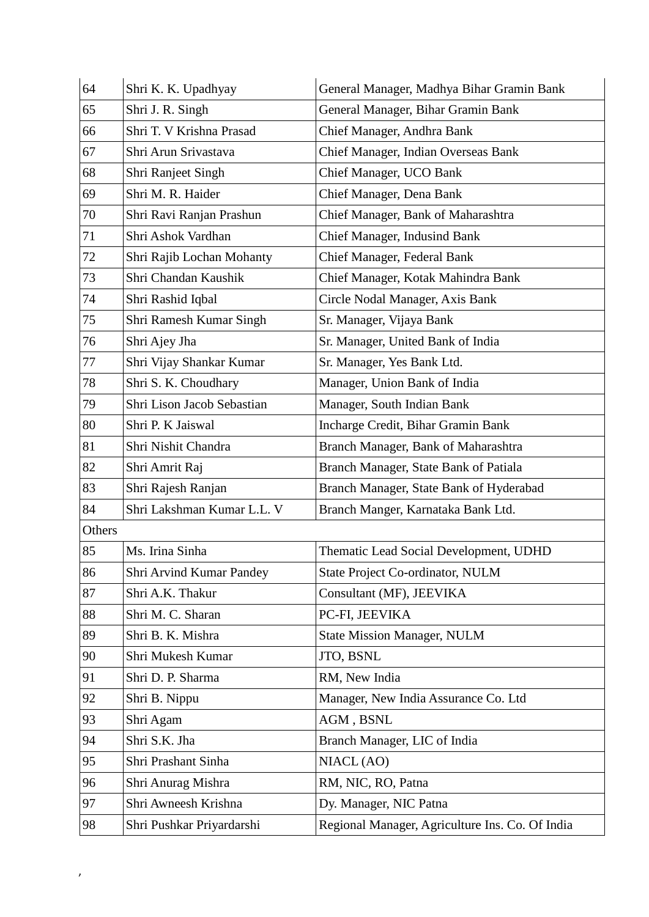| | | |
|---|---|---|
| 64 | Shri K. K. Upadhyay | General Manager, Madhya Bihar Gramin Bank |
| 65 | Shri J. R. Singh | General Manager, Bihar Gramin Bank |
| 66 | Shri T. V Krishna Prasad | Chief Manager, Andhra Bank |
| 67 | Shri Arun Srivastava | Chief Manager, Indian Overseas Bank |
| 68 | Shri Ranjeet Singh | Chief Manager, UCO Bank |
| 69 | Shri M. R. Haider | Chief Manager, Dena Bank |
| 70 | Shri Ravi Ranjan Prashun | Chief Manager, Bank of Maharashtra |
| 71 | Shri Ashok Vardhan | Chief Manager, Indusind Bank |
| 72 | Shri Rajib Lochan Mohanty | Chief Manager, Federal Bank |
| 73 | Shri Chandan Kaushik | Chief Manager, Kotak Mahindra Bank |
| 74 | Shri Rashid Iqbal | Circle Nodal Manager, Axis Bank |
| 75 | Shri Ramesh Kumar Singh | Sr. Manager, Vijaya Bank |
| 76 | Shri Ajey Jha | Sr. Manager, United Bank of India |
| 77 | Shri Vijay Shankar Kumar | Sr. Manager, Yes Bank Ltd. |
| 78 | Shri S. K. Choudhary | Manager, Union Bank of India |
| 79 | Shri Lison Jacob Sebastian | Manager, South Indian Bank |
| 80 | Shri P. K Jaiswal | Incharge Credit, Bihar Gramin Bank |
| 81 | Shri Nishit Chandra | Branch Manager, Bank of Maharashtra |
| 82 | Shri Amrit Raj | Branch Manager, State Bank of Patiala |
| 83 | Shri Rajesh Ranjan | Branch Manager, State Bank of Hyderabad |
| 84 | Shri Lakshman Kumar L.L. V | Branch Manger, Karnataka Bank Ltd. |
| Others | | |
| 85 | Ms. Irina Sinha | Thematic Lead Social Development, UDHD |
| 86 | Shri Arvind Kumar Pandey | State Project Co-ordinator, NULM |
| 87 | Shri A.K. Thakur | Consultant (MF), JEEVIKA |
| 88 | Shri M. C. Sharan | PC-FI, JEEVIKA |
| 89 | Shri B. K. Mishra | State Mission Manager, NULM |
| 90 | Shri Mukesh Kumar | JTO, BSNL |
| 91 | Shri D. P. Sharma | RM, New India |
| 92 | Shri B. Nippu | Manager, New India Assurance Co. Ltd |
| 93 | Shri Agam | AGM , BSNL |
| 94 | Shri S.K. Jha | Branch Manager, LIC of India |
| 95 | Shri Prashant Sinha | NIACL (AO) |
| 96 | Shri Anurag Mishra | RM, NIC, RO, Patna |
| 97 | Shri Awneesh Krishna | Dy. Manager, NIC Patna |
| 98 | Shri Pushkar Priyardarshi | Regional Manager, Agriculture Ins. Co. Of India |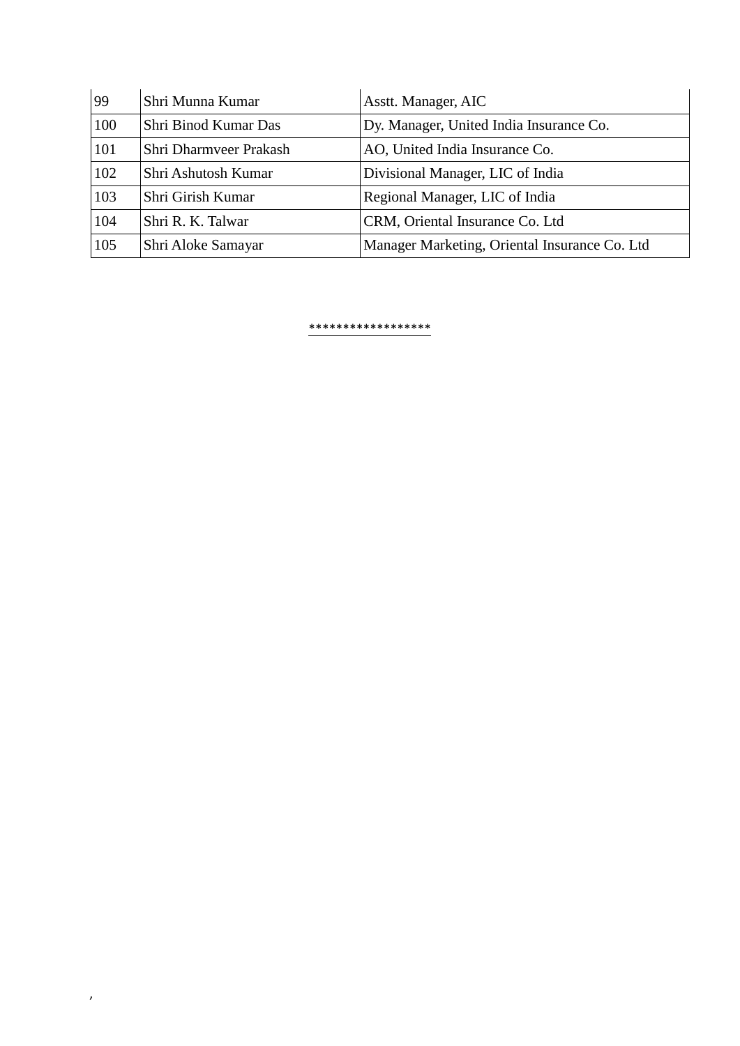| | | |
|---|---|---|
| 99 | Shri Munna Kumar | Asstt. Manager, AIC |
| 100 | Shri Binod Kumar Das | Dy. Manager, United India Insurance Co. |
| 101 | Shri Dharmveer Prakash | AO, United India Insurance Co. |
| 102 | Shri Ashutosh Kumar | Divisional Manager, LIC of India |
| 103 | Shri Girish Kumar | Regional Manager, LIC of India |
| 104 | Shri R. K. Talwar | CRM, Oriental Insurance Co. Ltd |
| 105 | Shri Aloke Samayar | Manager Marketing, Oriental Insurance Co. Ltd |

******************